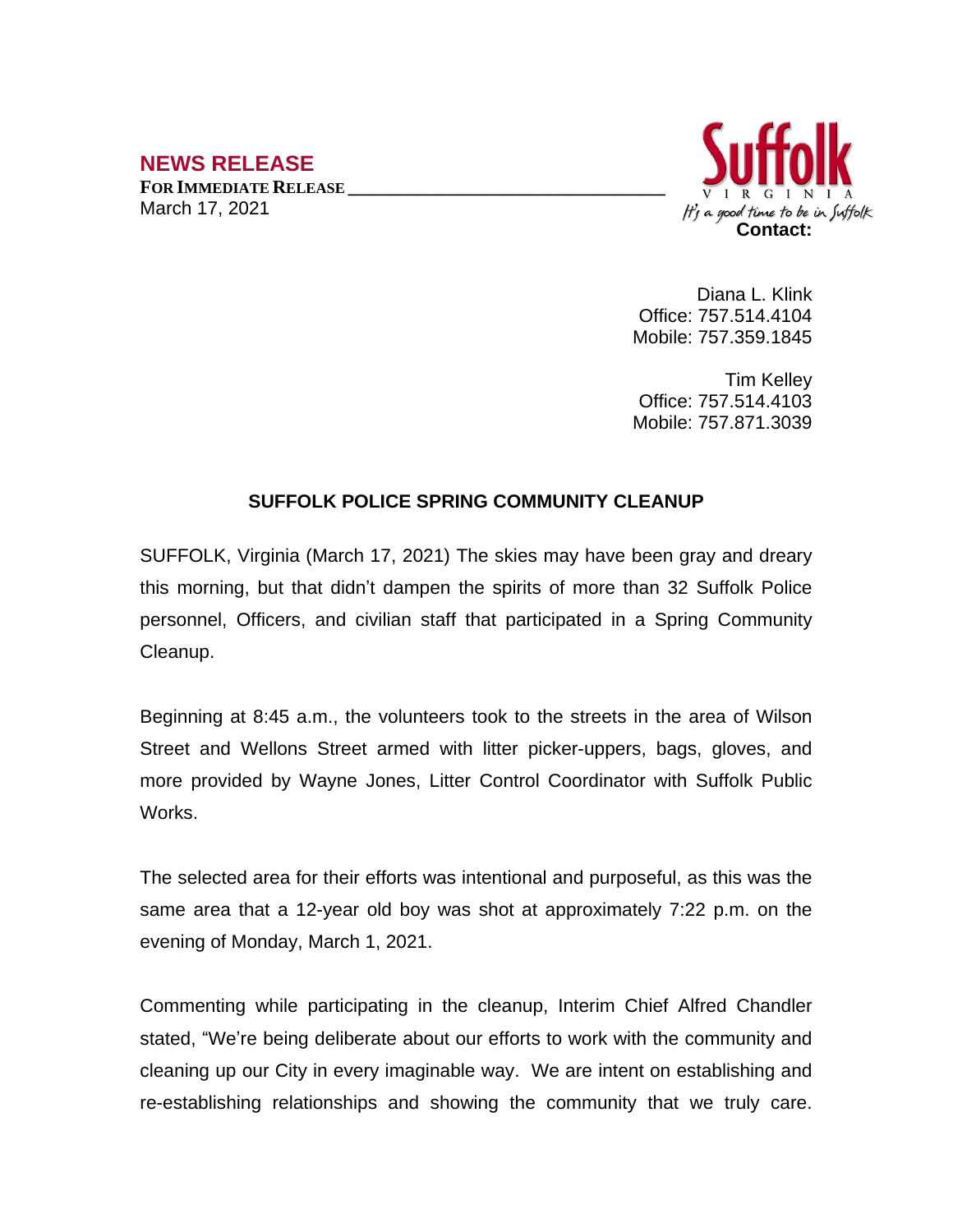## NEWS RELEASE

**FOR IMMEDIATE RELEASE**
March 17, 2021

Suffolk
VIRGINIA
It's a good time to be in Suffolk

**Contact:**

Diana L. Klink
Office: 757.514.4104
Mobile: 757.359.1845

Tim Kelley
Office: 757.514.4103
Mobile: 757.871.3039

### SUFFOLK POLICE SPRING COMMUNITY CLEANUP

SUFFOLK, Virginia (March 17, 2021) The skies may have been gray and dreary this morning, but that didn't dampen the spirits of more than 32 Suffolk Police personnel, Officers, and civilian staff that participated in a Spring Community Cleanup.

Beginning at 8:45 a.m., the volunteers took to the streets in the area of Wilson Street and Wellons Street armed with litter picker-uppers, bags, gloves, and more provided by Wayne Jones, Litter Control Coordinator with Suffolk Public Works.

The selected area for their efforts was intentional and purposeful, as this was the same area that a 12-year old boy was shot at approximately 7:22 p.m. on the evening of Monday, March 1, 2021.

Commenting while participating in the cleanup, Interim Chief Alfred Chandler stated, "We're being deliberate about our efforts to work with the community and cleaning up our City in every imaginable way. We are intent on establishing and re-establishing relationships and showing the community that we truly care.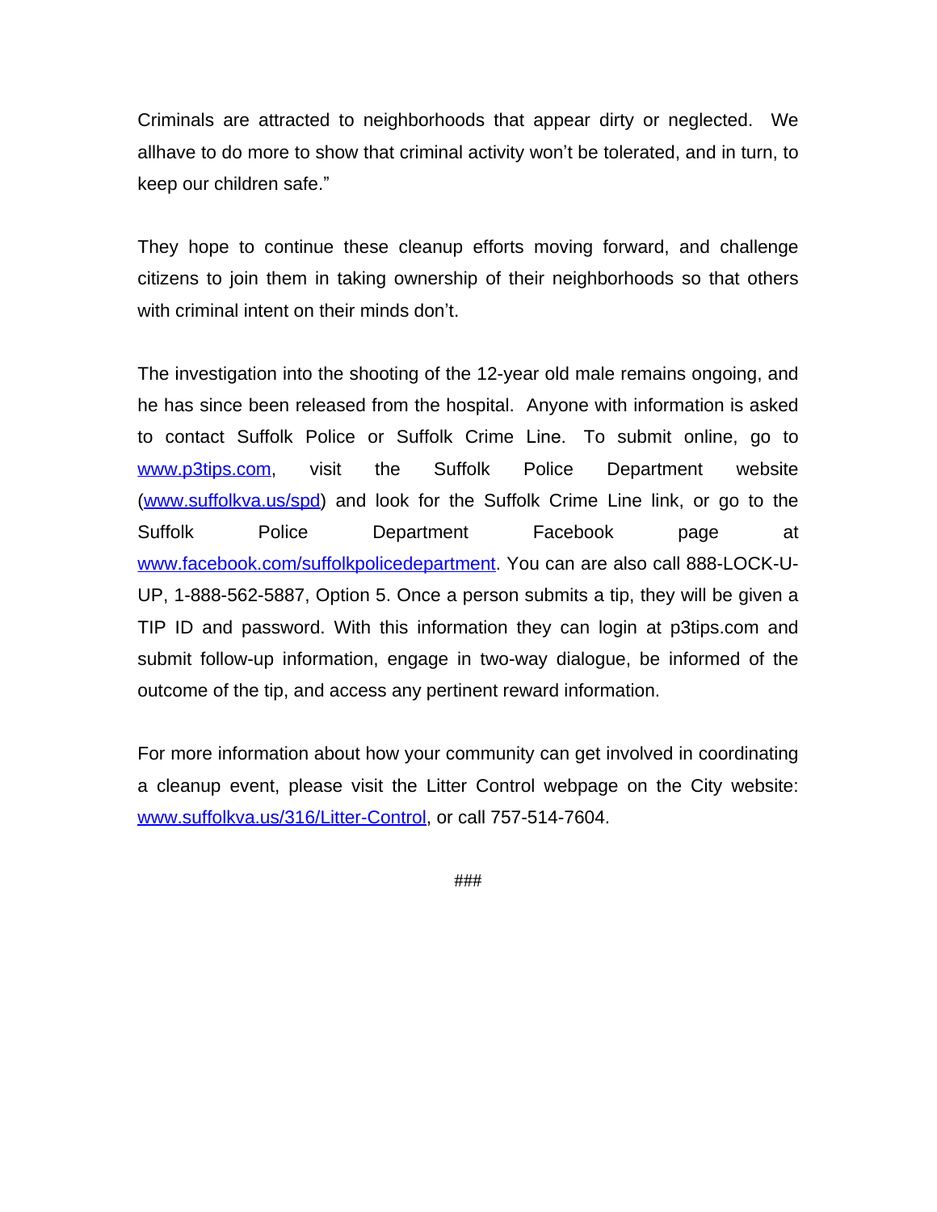Criminals are attracted to neighborhoods that appear dirty or neglected. We allhave to do more to show that criminal activity won't be tolerated, and in turn, to keep our children safe."

They hope to continue these cleanup efforts moving forward, and challenge citizens to join them in taking ownership of their neighborhoods so that others with criminal intent on their minds don't.

The investigation into the shooting of the 12-year old male remains ongoing, and he has since been released from the hospital. Anyone with information is asked to contact Suffolk Police or Suffolk Crime Line. To submit online, go to www.p3tips.com, visit the Suffolk Police Department website (www.suffolkva.us/spd) and look for the Suffolk Crime Line link, or go to the Suffolk Police Department Facebook page at www.facebook.com/suffolkpolicedepartment. You can are also call 888-LOCK-U-UP, 1-888-562-5887, Option 5. Once a person submits a tip, they will be given a TIP ID and password. With this information they can login at p3tips.com and submit follow-up information, engage in two-way dialogue, be informed of the outcome of the tip, and access any pertinent reward information.

For more information about how your community can get involved in coordinating a cleanup event, please visit the Litter Control webpage on the City website: www.suffolkva.us/316/Litter-Control, or call 757-514-7604.

###